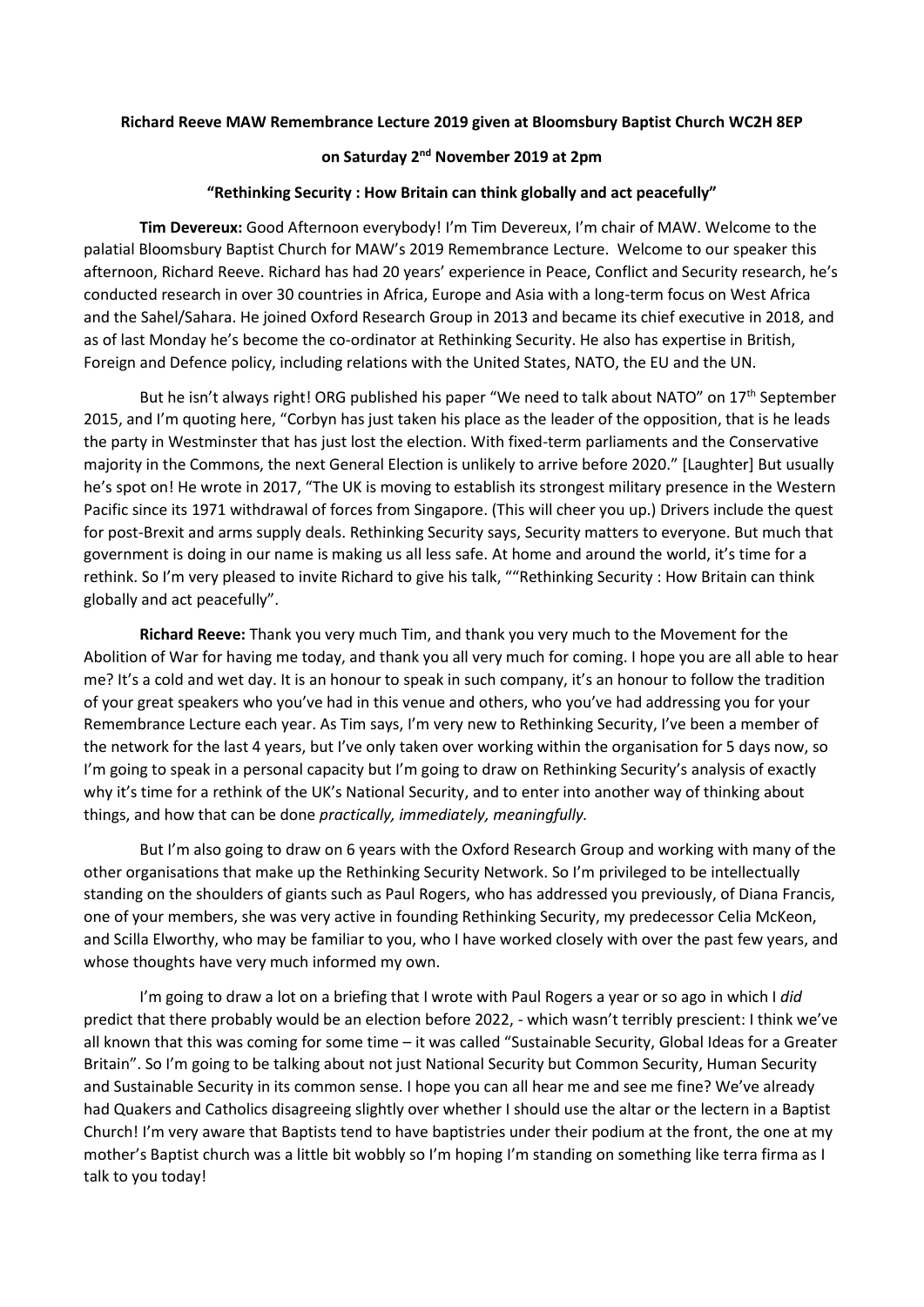**Richard Reeve MAW Remembrance Lecture 2019 given at Bloomsbury Baptist Church WC2H 8EP**

**on Saturday 2nd November 2019 at 2pm**

**"Rethinking Security : How Britain can think globally and act peacefully"**

**Tim Devereux:** Good Afternoon everybody! I'm Tim Devereux, I'm chair of MAW. Welcome to the palatial Bloomsbury Baptist Church for MAW's 2019 Remembrance Lecture. Welcome to our speaker this afternoon, Richard Reeve. Richard has had 20 years' experience in Peace, Conflict and Security research, he's conducted research in over 30 countries in Africa, Europe and Asia with a long-term focus on West Africa and the Sahel/Sahara. He joined Oxford Research Group in 2013 and became its chief executive in 2018, and as of last Monday he's become the co-ordinator at Rethinking Security. He also has expertise in British, Foreign and Defence policy, including relations with the United States, NATO, the EU and the UN.

But he isn't always right! ORG published his paper "We need to talk about NATO" on 17th September 2015, and I'm quoting here, "Corbyn has just taken his place as the leader of the opposition, that is he leads the party in Westminster that has just lost the election. With fixed-term parliaments and the Conservative majority in the Commons, the next General Election is unlikely to arrive before 2020." [Laughter] But usually he's spot on! He wrote in 2017, "The UK is moving to establish its strongest military presence in the Western Pacific since its 1971 withdrawal of forces from Singapore. (This will cheer you up.) Drivers include the quest for post-Brexit and arms supply deals. Rethinking Security says, Security matters to everyone. But much that government is doing in our name is making us all less safe. At home and around the world, it's time for a rethink. So I'm very pleased to invite Richard to give his talk, ""Rethinking Security : How Britain can think globally and act peacefully".

**Richard Reeve:** Thank you very much Tim, and thank you very much to the Movement for the Abolition of War for having me today, and thank you all very much for coming. I hope you are all able to hear me? It's a cold and wet day. It is an honour to speak in such company, it's an honour to follow the tradition of your great speakers who you've had in this venue and others, who you've had addressing you for your Remembrance Lecture each year. As Tim says, I'm very new to Rethinking Security, I've been a member of the network for the last 4 years, but I've only taken over working within the organisation for 5 days now, so I'm going to speak in a personal capacity but I'm going to draw on Rethinking Security's analysis of exactly why it's time for a rethink of the UK's National Security, and to enter into another way of thinking about things, and how that can be done *practically, immediately, meaningfully.*

But I'm also going to draw on 6 years with the Oxford Research Group and working with many of the other organisations that make up the Rethinking Security Network. So I'm privileged to be intellectually standing on the shoulders of giants such as Paul Rogers, who has addressed you previously, of Diana Francis, one of your members, she was very active in founding Rethinking Security, my predecessor Celia McKeon, and Scilla Elworthy, who may be familiar to you, who I have worked closely with over the past few years, and whose thoughts have very much informed my own.

I'm going to draw a lot on a briefing that I wrote with Paul Rogers a year or so ago in which I *did* predict that there probably would be an election before 2022, - which wasn't terribly prescient: I think we've all known that this was coming for some time – it was called "Sustainable Security, Global Ideas for a Greater Britain". So I'm going to be talking about not just National Security but Common Security, Human Security and Sustainable Security in its common sense. I hope you can all hear me and see me fine? We've already had Quakers and Catholics disagreeing slightly over whether I should use the altar or the lectern in a Baptist Church! I'm very aware that Baptists tend to have baptistries under their podium at the front, the one at my mother's Baptist church was a little bit wobbly so I'm hoping I'm standing on something like terra firma as I talk to you today!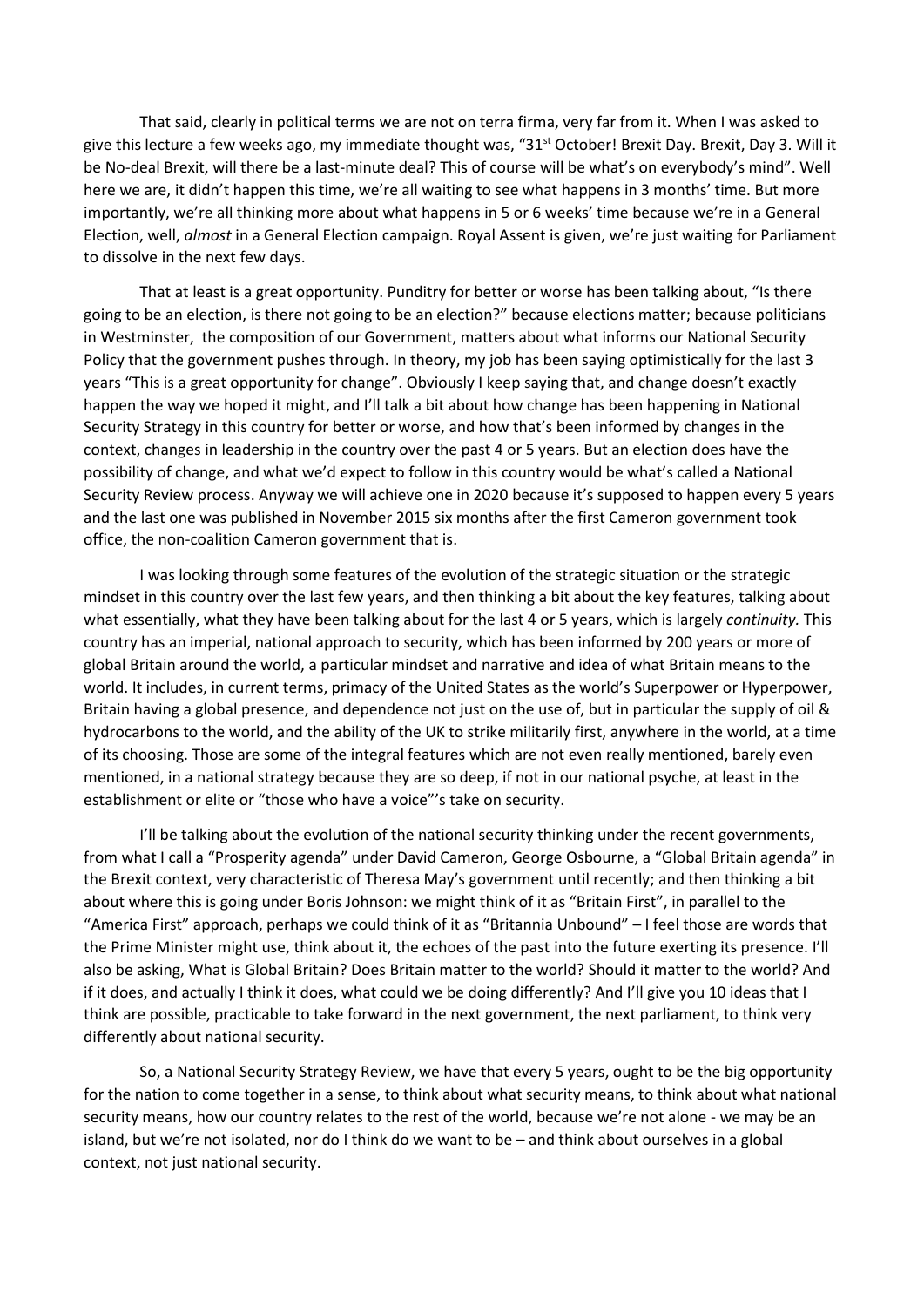That said, clearly in political terms we are not on terra firma, very far from it. When I was asked to give this lecture a few weeks ago, my immediate thought was, "31st October! Brexit Day. Brexit, Day 3. Will it be No-deal Brexit, will there be a last-minute deal? This of course will be what's on everybody's mind". Well here we are, it didn't happen this time, we're all waiting to see what happens in 3 months' time. But more importantly, we're all thinking more about what happens in 5 or 6 weeks' time because we're in a General Election, well, *almost* in a General Election campaign. Royal Assent is given, we're just waiting for Parliament to dissolve in the next few days.

That at least is a great opportunity. Punditry for better or worse has been talking about, "Is there going to be an election, is there not going to be an election?" because elections matter; because politicians in Westminster, the composition of our Government, matters about what informs our National Security Policy that the government pushes through. In theory, my job has been saying optimistically for the last 3 years "This is a great opportunity for change". Obviously I keep saying that, and change doesn't exactly happen the way we hoped it might, and I'll talk a bit about how change has been happening in National Security Strategy in this country for better or worse, and how that's been informed by changes in the context, changes in leadership in the country over the past 4 or 5 years. But an election does have the possibility of change, and what we'd expect to follow in this country would be what's called a National Security Review process. Anyway we will achieve one in 2020 because it's supposed to happen every 5 years and the last one was published in November 2015 six months after the first Cameron government took office, the non-coalition Cameron government that is.

I was looking through some features of the evolution of the strategic situation or the strategic mindset in this country over the last few years, and then thinking a bit about the key features, talking about what essentially, what they have been talking about for the last 4 or 5 years, which is largely *continuity.* This country has an imperial, national approach to security, which has been informed by 200 years or more of global Britain around the world, a particular mindset and narrative and idea of what Britain means to the world. It includes, in current terms, primacy of the United States as the world's Superpower or Hyperpower, Britain having a global presence, and dependence not just on the use of, but in particular the supply of oil & hydrocarbons to the world, and the ability of the UK to strike militarily first, anywhere in the world, at a time of its choosing. Those are some of the integral features which are not even really mentioned, barely even mentioned, in a national strategy because they are so deep, if not in our national psyche, at least in the establishment or elite or "those who have a voice"'s take on security.

I'll be talking about the evolution of the national security thinking under the recent governments, from what I call a "Prosperity agenda" under David Cameron, George Osbourne, a "Global Britain agenda" in the Brexit context, very characteristic of Theresa May's government until recently; and then thinking a bit about where this is going under Boris Johnson: we might think of it as "Britain First", in parallel to the "America First" approach, perhaps we could think of it as "Britannia Unbound" – I feel those are words that the Prime Minister might use, think about it, the echoes of the past into the future exerting its presence. I'll also be asking, What is Global Britain? Does Britain matter to the world? Should it matter to the world? And if it does, and actually I think it does, what could we be doing differently? And I'll give you 10 ideas that I think are possible, practicable to take forward in the next government, the next parliament, to think very differently about national security.

So, a National Security Strategy Review, we have that every 5 years, ought to be the big opportunity for the nation to come together in a sense, to think about what security means, to think about what national security means, how our country relates to the rest of the world, because we're not alone - we may be an island, but we're not isolated, nor do I think do we want to be – and think about ourselves in a global context, not just national security.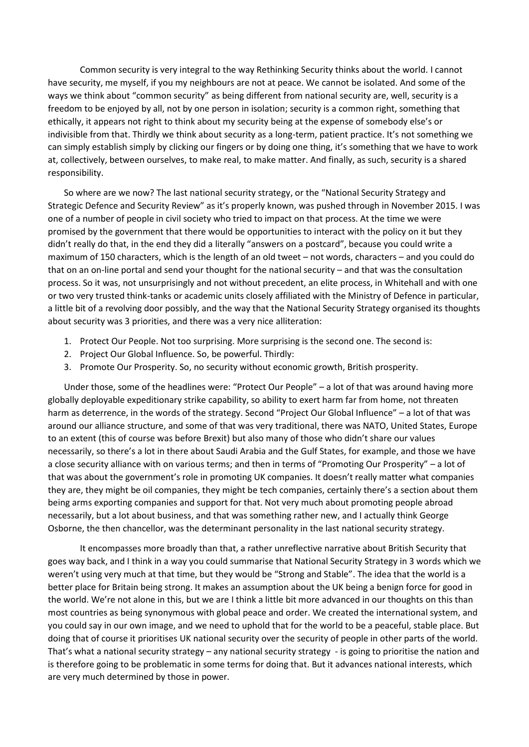Common security is very integral to the way Rethinking Security thinks about the world. I cannot have security, me myself, if you my neighbours are not at peace. We cannot be isolated. And some of the ways we think about "common security" as being different from national security are, well, security is a freedom to be enjoyed by all, not by one person in isolation; security is a common right, something that ethically, it appears not right to think about my security being at the expense of somebody else's or indivisible from that. Thirdly we think about security as a long-term, patient practice. It's not something we can simply establish simply by clicking our fingers or by doing one thing, it's something that we have to work at, collectively, between ourselves, to make real, to make matter. And finally, as such, security is a shared responsibility.

So where are we now? The last national security strategy, or the "National Security Strategy and Strategic Defence and Security Review" as it's properly known, was pushed through in November 2015. I was one of a number of people in civil society who tried to impact on that process. At the time we were promised by the government that there would be opportunities to interact with the policy on it but they didn't really do that, in the end they did a literally "answers on a postcard", because you could write a maximum of 150 characters, which is the length of an old tweet – not words, characters – and you could do that on an on-line portal and send your thought for the national security – and that was the consultation process. So it was, not unsurprisingly and not without precedent, an elite process, in Whitehall and with one or two very trusted think-tanks or academic units closely affiliated with the Ministry of Defence in particular, a little bit of a revolving door possibly, and the way that the National Security Strategy organised its thoughts about security was 3 priorities, and there was a very nice alliteration:

1. Protect Our People. Not too surprising. More surprising is the second one. The second is:
2. Project Our Global Influence. So, be powerful. Thirdly:
3. Promote Our Prosperity. So, no security without economic growth, British prosperity.

Under those, some of the headlines were: "Protect Our People" – a lot of that was around having more globally deployable expeditionary strike capability, so ability to exert harm far from home, not threaten harm as deterrence, in the words of the strategy. Second "Project Our Global Influence" – a lot of that was around our alliance structure, and some of that was very traditional, there was NATO, United States, Europe to an extent (this of course was before Brexit) but also many of those who didn't share our values necessarily, so there's a lot in there about Saudi Arabia and the Gulf States, for example, and those we have a close security alliance with on various terms; and then in terms of "Promoting Our Prosperity" – a lot of that was about the government's role in promoting UK companies. It doesn't really matter what companies they are, they might be oil companies, they might be tech companies, certainly there's a section about them being arms exporting companies and support for that. Not very much about promoting people abroad necessarily, but a lot about business, and that was something rather new, and I actually think George Osborne, the then chancellor, was the determinant personality in the last national security strategy.

It encompasses more broadly than that, a rather unreflective narrative about British Security that goes way back, and I think in a way you could summarise that National Security Strategy in 3 words which we weren't using very much at that time, but they would be "Strong and Stable". The idea that the world is a better place for Britain being strong. It makes an assumption about the UK being a benign force for good in the world. We're not alone in this, but we are I think a little bit more advanced in our thoughts on this than most countries as being synonymous with global peace and order. We created the international system, and you could say in our own image, and we need to uphold that for the world to be a peaceful, stable place. But doing that of course it prioritises UK national security over the security of people in other parts of the world. That's what a national security strategy – any national security strategy - is going to prioritise the nation and is therefore going to be problematic in some terms for doing that. But it advances national interests, which are very much determined by those in power.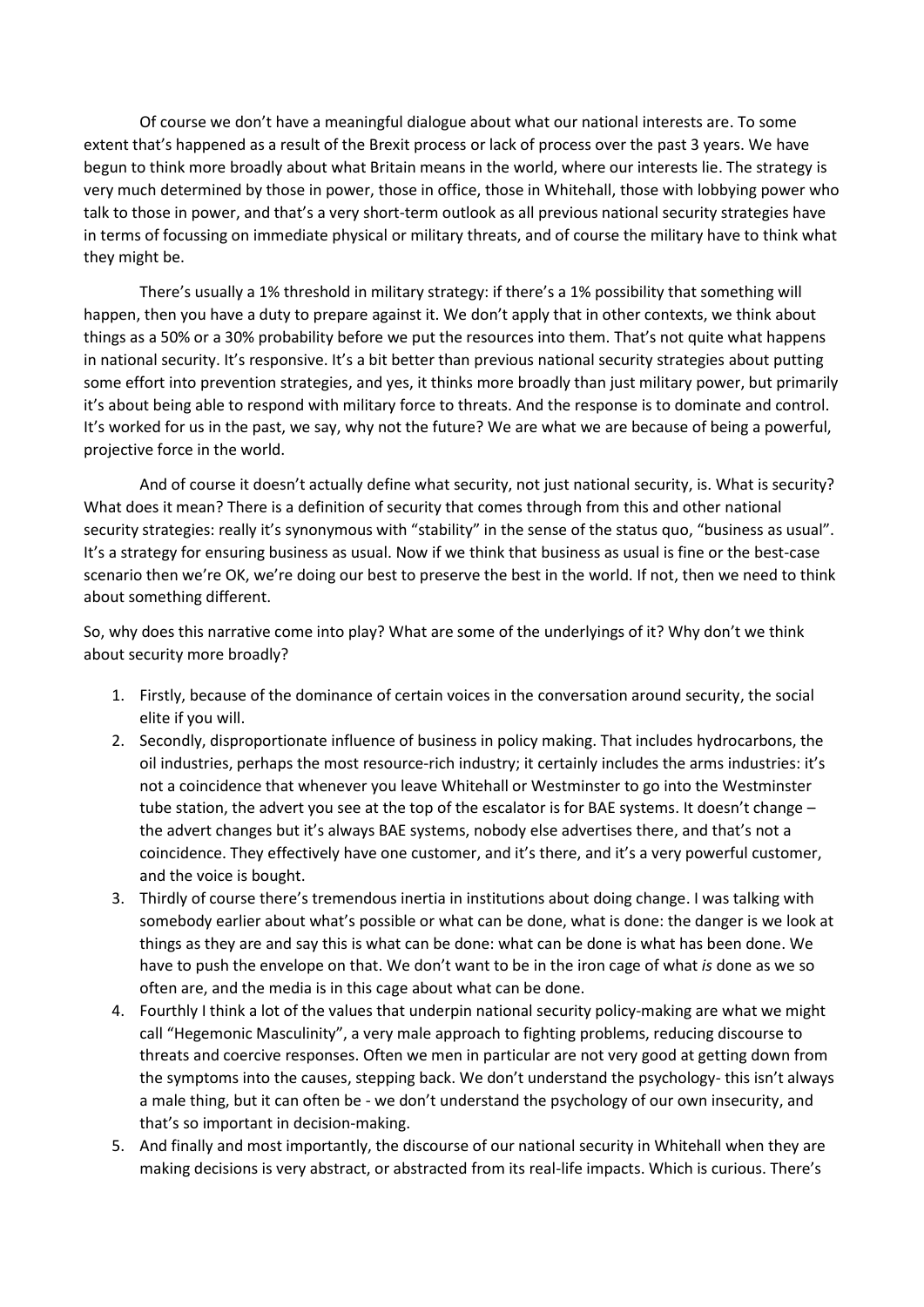Of course we don't have a meaningful dialogue about what our national interests are. To some extent that's happened as a result of the Brexit process or lack of process over the past 3 years. We have begun to think more broadly about what Britain means in the world, where our interests lie. The strategy is very much determined by those in power, those in office, those in Whitehall, those with lobbying power who talk to those in power, and that's a very short-term outlook as all previous national security strategies have in terms of focussing on immediate physical or military threats, and of course the military have to think what they might be.

There's usually a 1% threshold in military strategy: if there's a 1% possibility that something will happen, then you have a duty to prepare against it. We don't apply that in other contexts, we think about things as a 50% or a 30% probability before we put the resources into them. That's not quite what happens in national security. It's responsive. It's a bit better than previous national security strategies about putting some effort into prevention strategies, and yes, it thinks more broadly than just military power, but primarily it's about being able to respond with military force to threats. And the response is to dominate and control. It's worked for us in the past, we say, why not the future? We are what we are because of being a powerful, projective force in the world.

And of course it doesn't actually define what security, not just national security, is. What is security? What does it mean? There is a definition of security that comes through from this and other national security strategies: really it's synonymous with "stability" in the sense of the status quo, "business as usual". It's a strategy for ensuring business as usual. Now if we think that business as usual is fine or the best-case scenario then we're OK, we're doing our best to preserve the best in the world. If not, then we need to think about something different.

So, why does this narrative come into play? What are some of the underlyings of it? Why don't we think about security more broadly?

1. Firstly, because of the dominance of certain voices in the conversation around security, the social elite if you will.
2. Secondly, disproportionate influence of business in policy making. That includes hydrocarbons, the oil industries, perhaps the most resource-rich industry; it certainly includes the arms industries: it's not a coincidence that whenever you leave Whitehall or Westminster to go into the Westminster tube station, the advert you see at the top of the escalator is for BAE systems. It doesn't change – the advert changes but it's always BAE systems, nobody else advertises there, and that's not a coincidence. They effectively have one customer, and it's there, and it's a very powerful customer, and the voice is bought.
3. Thirdly of course there's tremendous inertia in institutions about doing change. I was talking with somebody earlier about what's possible or what can be done, what is done: the danger is we look at things as they are and say this is what can be done: what can be done is what has been done. We have to push the envelope on that. We don't want to be in the iron cage of what *is* done as we so often are, and the media is in this cage about what can be done.
4. Fourthly I think a lot of the values that underpin national security policy-making are what we might call "Hegemonic Masculinity", a very male approach to fighting problems, reducing discourse to threats and coercive responses. Often we men in particular are not very good at getting down from the symptoms into the causes, stepping back. We don't understand the psychology- this isn't always a male thing, but it can often be - we don't understand the psychology of our own insecurity, and that's so important in decision-making.
5. And finally and most importantly, the discourse of our national security in Whitehall when they are making decisions is very abstract, or abstracted from its real-life impacts. Which is curious. There's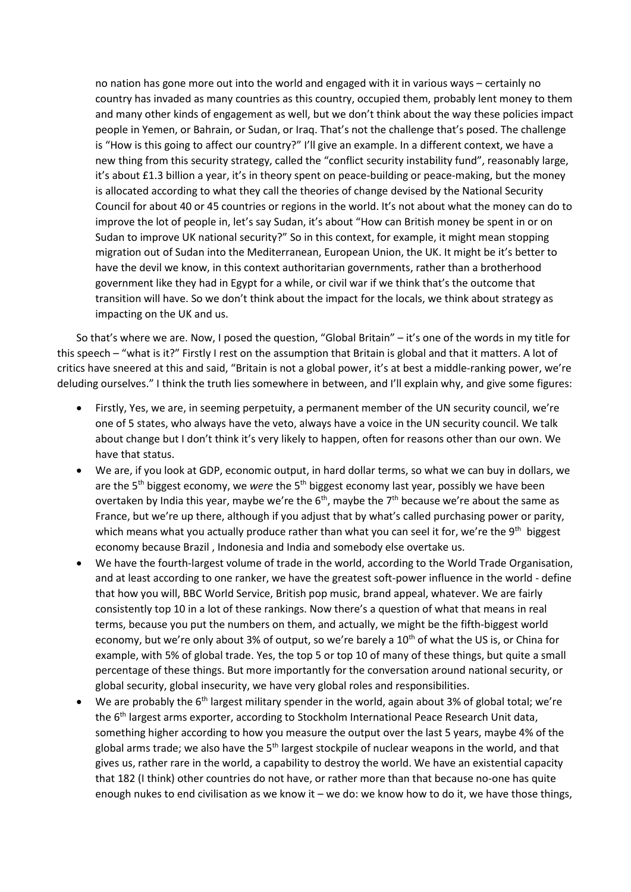no nation has gone more out into the world and engaged with it in various ways – certainly no country has invaded as many countries as this country, occupied them, probably lent money to them and many other kinds of engagement as well, but we don't think about the way these policies impact people in Yemen, or Bahrain, or Sudan, or Iraq. That's not the challenge that's posed. The challenge is "How is this going to affect our country?" I'll give an example. In a different context, we have a new thing from this security strategy, called the "conflict security instability fund", reasonably large, it's about £1.3 billion a year, it's in theory spent on peace-building or peace-making, but the money is allocated according to what they call the theories of change devised by the National Security Council for about 40 or 45 countries or regions in the world. It's not about what the money can do to improve the lot of people in, let's say Sudan, it's about "How can British money be spent in or on Sudan to improve UK national security?" So in this context, for example, it might mean stopping migration out of Sudan into the Mediterranean, European Union, the UK. It might be it's better to have the devil we know, in this context authoritarian governments, rather than a brotherhood government like they had in Egypt for a while, or civil war if we think that's the outcome that transition will have. So we don't think about the impact for the locals, we think about strategy as impacting on the UK and us.

So that's where we are. Now, I posed the question, "Global Britain" – it's one of the words in my title for this speech – "what is it?" Firstly I rest on the assumption that Britain is global and that it matters. A lot of critics have sneered at this and said, "Britain is not a global power, it's at best a middle-ranking power, we're deluding ourselves." I think the truth lies somewhere in between, and I'll explain why, and give some figures:

- Firstly, Yes, we are, in seeming perpetuity, a permanent member of the UN security council, we're one of 5 states, who always have the veto, always have a voice in the UN security council. We talk about change but I don't think it's very likely to happen, often for reasons other than our own. We have that status.
- We are, if you look at GDP, economic output, in hard dollar terms, so what we can buy in dollars, we are the 5th biggest economy, we *were* the 5th biggest economy last year, possibly we have been overtaken by India this year, maybe we're the 6th, maybe the 7th because we're about the same as France, but we're up there, although if you adjust that by what's called purchasing power or parity, which means what you actually produce rather than what you can seel it for, we're the 9th biggest economy because Brazil , Indonesia and India and somebody else overtake us.
- We have the fourth-largest volume of trade in the world, according to the World Trade Organisation, and at least according to one ranker, we have the greatest soft-power influence in the world - define that how you will, BBC World Service, British pop music, brand appeal, whatever. We are fairly consistently top 10 in a lot of these rankings. Now there's a question of what that means in real terms, because you put the numbers on them, and actually, we might be the fifth-biggest world economy, but we're only about 3% of output, so we're barely a 10th of what the US is, or China for example, with 5% of global trade. Yes, the top 5 or top 10 of many of these things, but quite a small percentage of these things. But more importantly for the conversation around national security, or global security, global insecurity, we have very global roles and responsibilities.
- We are probably the 6th largest military spender in the world, again about 3% of global total; we're the 6th largest arms exporter, according to Stockholm International Peace Research Unit data, something higher according to how you measure the output over the last 5 years, maybe 4% of the global arms trade; we also have the 5th largest stockpile of nuclear weapons in the world, and that gives us, rather rare in the world, a capability to destroy the world. We have an existential capacity that 182 (I think) other countries do not have, or rather more than that because no-one has quite enough nukes to end civilisation as we know it – we do: we know how to do it, we have those things,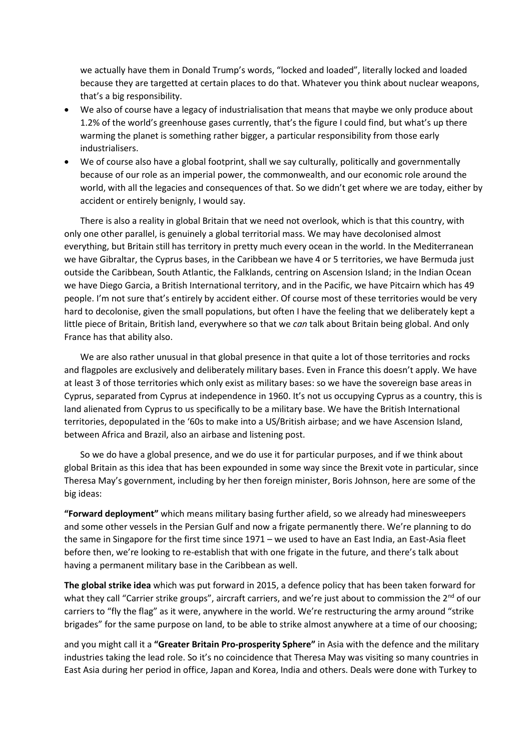we actually have them in Donald Trump's words, "locked and loaded", literally locked and loaded because they are targetted at certain places to do that. Whatever you think about nuclear weapons, that's a big responsibility.

- We also of course have a legacy of industrialisation that means that maybe we only produce about 1.2% of the world's greenhouse gases currently, that's the figure I could find, but what's up there warming the planet is something rather bigger, a particular responsibility from those early industrialisers.
- We of course also have a global footprint, shall we say culturally, politically and governmentally because of our role as an imperial power, the commonwealth, and our economic role around the world, with all the legacies and consequences of that. So we didn't get where we are today, either by accident or entirely benignly, I would say.

There is also a reality in global Britain that we need not overlook, which is that this country, with only one other parallel, is genuinely a global territorial mass. We may have decolonised almost everything, but Britain still has territory in pretty much every ocean in the world. In the Mediterranean we have Gibraltar, the Cyprus bases, in the Caribbean we have 4 or 5 territories, we have Bermuda just outside the Caribbean, South Atlantic, the Falklands, centring on Ascension Island; in the Indian Ocean we have Diego Garcia, a British International territory, and in the Pacific, we have Pitcairn which has 49 people. I'm not sure that's entirely by accident either. Of course most of these territories would be very hard to decolonise, given the small populations, but often I have the feeling that we deliberately kept a little piece of Britain, British land, everywhere so that we *can* talk about Britain being global. And only France has that ability also.

We are also rather unusual in that global presence in that quite a lot of those territories and rocks and flagpoles are exclusively and deliberately military bases. Even in France this doesn't apply. We have at least 3 of those territories which only exist as military bases: so we have the sovereign base areas in Cyprus, separated from Cyprus at independence in 1960. It's not us occupying Cyprus as a country, this is land alienated from Cyprus to us specifically to be a military base. We have the British International territories, depopulated in the '60s to make into a US/British airbase; and we have Ascension Island, between Africa and Brazil, also an airbase and listening post.

So we do have a global presence, and we do use it for particular purposes, and if we think about global Britain as this idea that has been expounded in some way since the Brexit vote in particular, since Theresa May's government, including by her then foreign minister, Boris Johnson, here are some of the big ideas:

**"Forward deployment"** which means military basing further afield, so we already had minesweepers and some other vessels in the Persian Gulf and now a frigate permanently there. We're planning to do the same in Singapore for the first time since 1971 – we used to have an East India, an East-Asia fleet before then, we're looking to re-establish that with one frigate in the future, and there's talk about having a permanent military base in the Caribbean as well.

**The global strike idea** which was put forward in 2015, a defence policy that has been taken forward for what they call "Carrier strike groups", aircraft carriers, and we're just about to commission the 2nd of our carriers to "fly the flag" as it were, anywhere in the world. We're restructuring the army around "strike brigades" for the same purpose on land, to be able to strike almost anywhere at a time of our choosing;

and you might call it a **"Greater Britain Pro-prosperity Sphere"** in Asia with the defence and the military industries taking the lead role. So it's no coincidence that Theresa May was visiting so many countries in East Asia during her period in office, Japan and Korea, India and others. Deals were done with Turkey to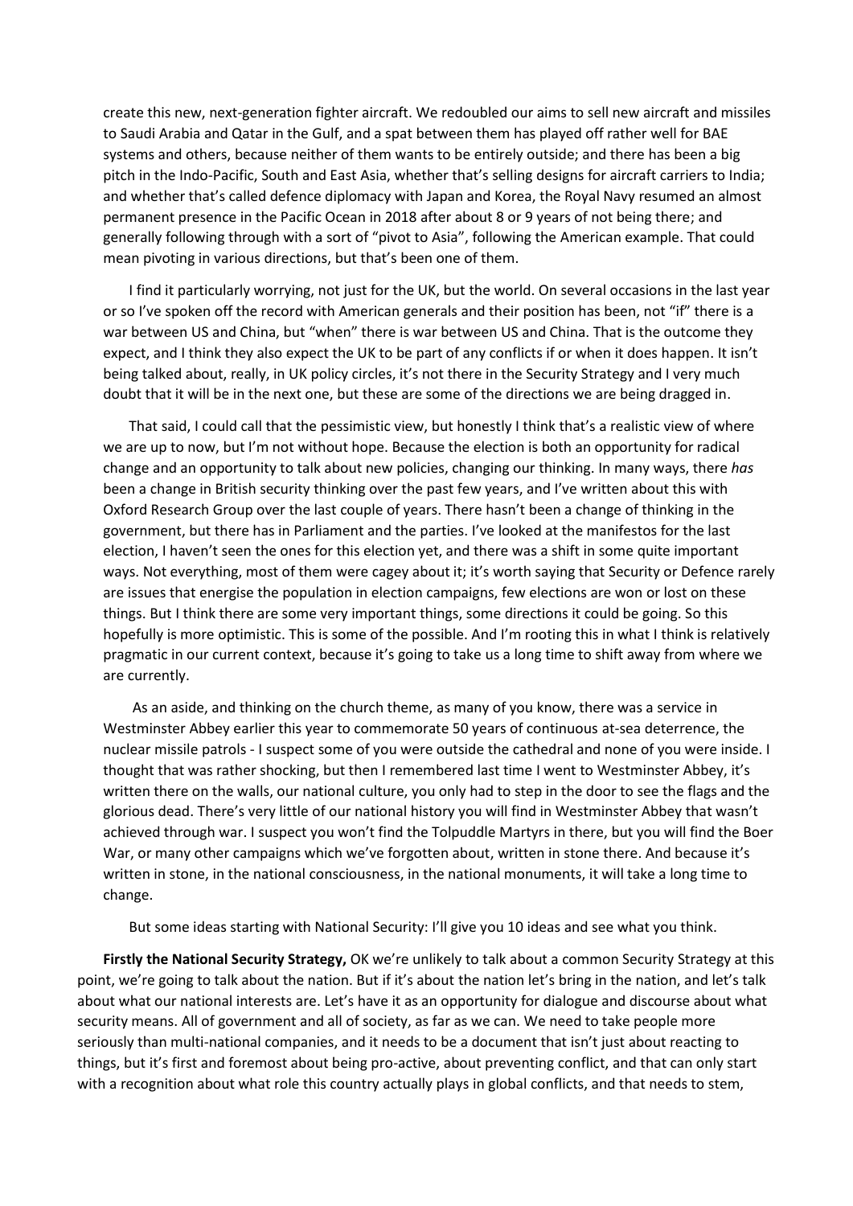create this new, next-generation fighter aircraft. We redoubled our aims to sell new aircraft and missiles to Saudi Arabia and Qatar in the Gulf, and a spat between them has played off rather well for BAE systems and others, because neither of them wants to be entirely outside; and there has been a big pitch in the Indo-Pacific, South and East Asia, whether that's selling designs for aircraft carriers to India; and whether that's called defence diplomacy with Japan and Korea, the Royal Navy resumed an almost permanent presence in the Pacific Ocean in 2018 after about 8 or 9 years of not being there; and generally following through with a sort of "pivot to Asia", following the American example. That could mean pivoting in various directions, but that's been one of them.

I find it particularly worrying, not just for the UK, but the world. On several occasions in the last year or so I've spoken off the record with American generals and their position has been, not "if" there is a war between US and China, but "when" there is war between US and China. That is the outcome they expect, and I think they also expect the UK to be part of any conflicts if or when it does happen. It isn't being talked about, really, in UK policy circles, it's not there in the Security Strategy and I very much doubt that it will be in the next one, but these are some of the directions we are being dragged in.

That said, I could call that the pessimistic view, but honestly I think that's a realistic view of where we are up to now, but I'm not without hope. Because the election is both an opportunity for radical change and an opportunity to talk about new policies, changing our thinking. In many ways, there *has* been a change in British security thinking over the past few years, and I've written about this with Oxford Research Group over the last couple of years. There hasn't been a change of thinking in the government, but there has in Parliament and the parties. I've looked at the manifestos for the last election, I haven't seen the ones for this election yet, and there was a shift in some quite important ways. Not everything, most of them were cagey about it; it's worth saying that Security or Defence rarely are issues that energise the population in election campaigns, few elections are won or lost on these things. But I think there are some very important things, some directions it could be going. So this hopefully is more optimistic. This is some of the possible. And I'm rooting this in what I think is relatively pragmatic in our current context, because it's going to take us a long time to shift away from where we are currently.

As an aside, and thinking on the church theme, as many of you know, there was a service in Westminster Abbey earlier this year to commemorate 50 years of continuous at-sea deterrence, the nuclear missile patrols - I suspect some of you were outside the cathedral and none of you were inside. I thought that was rather shocking, but then I remembered last time I went to Westminster Abbey, it's written there on the walls, our national culture, you only had to step in the door to see the flags and the glorious dead. There's very little of our national history you will find in Westminster Abbey that wasn't achieved through war. I suspect you won't find the Tolpuddle Martyrs in there, but you will find the Boer War, or many other campaigns which we've forgotten about, written in stone there. And because it's written in stone, in the national consciousness, in the national monuments, it will take a long time to change.

But some ideas starting with National Security: I'll give you 10 ideas and see what you think.

**Firstly the National Security Strategy,** OK we're unlikely to talk about a common Security Strategy at this point, we're going to talk about the nation. But if it's about the nation let's bring in the nation, and let's talk about what our national interests are. Let's have it as an opportunity for dialogue and discourse about what security means. All of government and all of society, as far as we can. We need to take people more seriously than multi-national companies, and it needs to be a document that isn't just about reacting to things, but it's first and foremost about being pro-active, about preventing conflict, and that can only start with a recognition about what role this country actually plays in global conflicts, and that needs to stem,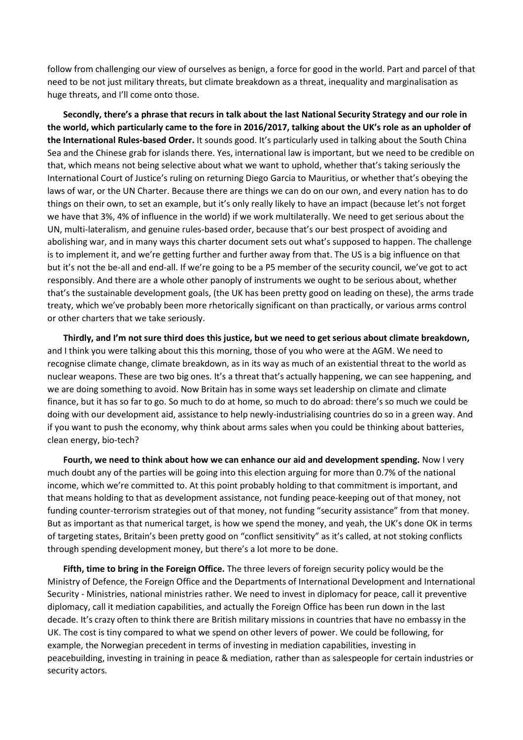follow from challenging our view of ourselves as benign, a force for good in the world. Part and parcel of that need to be not just military threats, but climate breakdown as a threat, inequality and marginalisation as huge threats, and I'll come onto those.

**Secondly, there's a phrase that recurs in talk about the last National Security Strategy and our role in the world, which particularly came to the fore in 2016/2017, talking about the UK's role as an upholder of the International Rules-based Order.** It sounds good. It's particularly used in talking about the South China Sea and the Chinese grab for islands there. Yes, international law is important, but we need to be credible on that, which means not being selective about what we want to uphold, whether that's taking seriously the International Court of Justice's ruling on returning Diego Garcia to Mauritius, or whether that's obeying the laws of war, or the UN Charter. Because there are things we can do on our own, and every nation has to do things on their own, to set an example, but it's only really likely to have an impact (because let's not forget we have that 3%, 4% of influence in the world) if we work multilaterally. We need to get serious about the UN, multi-lateralism, and genuine rules-based order, because that's our best prospect of avoiding and abolishing war, and in many ways this charter document sets out what's supposed to happen. The challenge is to implement it, and we're getting further and further away from that. The US is a big influence on that but it's not the be-all and end-all. If we're going to be a P5 member of the security council, we've got to act responsibly. And there are a whole other panoply of instruments we ought to be serious about, whether that's the sustainable development goals, (the UK has been pretty good on leading on these), the arms trade treaty, which we've probably been more rhetorically significant on than practically, or various arms control or other charters that we take seriously.

**Thirdly, and I'm not sure third does this justice, but we need to get serious about climate breakdown,** and I think you were talking about this this morning, those of you who were at the AGM. We need to recognise climate change, climate breakdown, as in its way as much of an existential threat to the world as nuclear weapons. These are two big ones. It's a threat that's actually happening, we can see happening, and we are doing something to avoid. Now Britain has in some ways set leadership on climate and climate finance, but it has so far to go. So much to do at home, so much to do abroad: there's so much we could be doing with our development aid, assistance to help newly-industrialising countries do so in a green way. And if you want to push the economy, why think about arms sales when you could be thinking about batteries, clean energy, bio-tech?

**Fourth, we need to think about how we can enhance our aid and development spending.** Now I very much doubt any of the parties will be going into this election arguing for more than 0.7% of the national income, which we're committed to. At this point probably holding to that commitment is important, and that means holding to that as development assistance, not funding peace-keeping out of that money, not funding counter-terrorism strategies out of that money, not funding "security assistance" from that money. But as important as that numerical target, is how we spend the money, and yeah, the UK's done OK in terms of targeting states, Britain's been pretty good on "conflict sensitivity" as it's called, at not stoking conflicts through spending development money, but there's a lot more to be done.

**Fifth, time to bring in the Foreign Office.** The three levers of foreign security policy would be the Ministry of Defence, the Foreign Office and the Departments of International Development and International Security - Ministries, national ministries rather. We need to invest in diplomacy for peace, call it preventive diplomacy, call it mediation capabilities, and actually the Foreign Office has been run down in the last decade. It's crazy often to think there are British military missions in countries that have no embassy in the UK. The cost is tiny compared to what we spend on other levers of power. We could be following, for example, the Norwegian precedent in terms of investing in mediation capabilities, investing in peacebuilding, investing in training in peace & mediation, rather than as salespeople for certain industries or security actors.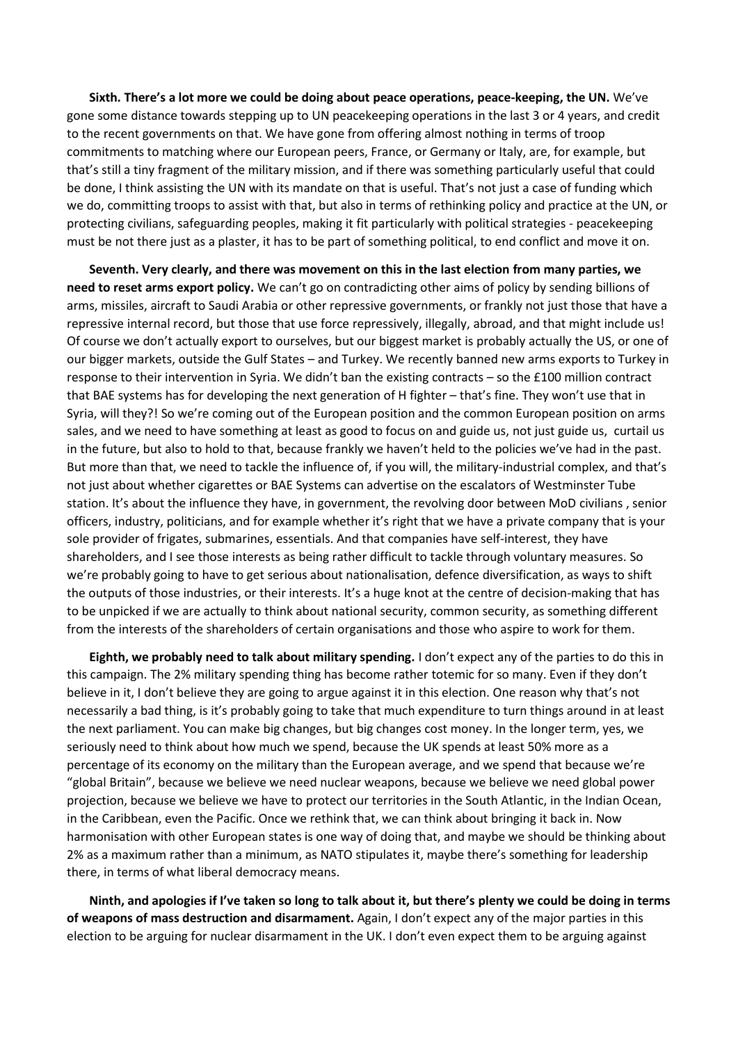**Sixth. There's a lot more we could be doing about peace operations, peace-keeping, the UN.** We've gone some distance towards stepping up to UN peacekeeping operations in the last 3 or 4 years, and credit to the recent governments on that. We have gone from offering almost nothing in terms of troop commitments to matching where our European peers, France, or Germany or Italy, are, for example, but that's still a tiny fragment of the military mission, and if there was something particularly useful that could be done, I think assisting the UN with its mandate on that is useful. That's not just a case of funding which we do, committing troops to assist with that, but also in terms of rethinking policy and practice at the UN, or protecting civilians, safeguarding peoples, making it fit particularly with political strategies - peacekeeping must be not there just as a plaster, it has to be part of something political, to end conflict and move it on.

**Seventh. Very clearly, and there was movement on this in the last election from many parties, we need to reset arms export policy.** We can't go on contradicting other aims of policy by sending billions of arms, missiles, aircraft to Saudi Arabia or other repressive governments, or frankly not just those that have a repressive internal record, but those that use force repressively, illegally, abroad, and that might include us! Of course we don't actually export to ourselves, but our biggest market is probably actually the US, or one of our bigger markets, outside the Gulf States – and Turkey. We recently banned new arms exports to Turkey in response to their intervention in Syria. We didn't ban the existing contracts – so the £100 million contract that BAE systems has for developing the next generation of H fighter – that's fine. They won't use that in Syria, will they?! So we're coming out of the European position and the common European position on arms sales, and we need to have something at least as good to focus on and guide us, not just guide us, curtail us in the future, but also to hold to that, because frankly we haven't held to the policies we've had in the past. But more than that, we need to tackle the influence of, if you will, the military-industrial complex, and that's not just about whether cigarettes or BAE Systems can advertise on the escalators of Westminster Tube station. It's about the influence they have, in government, the revolving door between MoD civilians , senior officers, industry, politicians, and for example whether it's right that we have a private company that is your sole provider of frigates, submarines, essentials. And that companies have self-interest, they have shareholders, and I see those interests as being rather difficult to tackle through voluntary measures. So we're probably going to have to get serious about nationalisation, defence diversification, as ways to shift the outputs of those industries, or their interests. It's a huge knot at the centre of decision-making that has to be unpicked if we are actually to think about national security, common security, as something different from the interests of the shareholders of certain organisations and those who aspire to work for them.

**Eighth, we probably need to talk about military spending.** I don't expect any of the parties to do this in this campaign. The 2% military spending thing has become rather totemic for so many. Even if they don't believe in it, I don't believe they are going to argue against it in this election. One reason why that's not necessarily a bad thing, is it's probably going to take that much expenditure to turn things around in at least the next parliament. You can make big changes, but big changes cost money. In the longer term, yes, we seriously need to think about how much we spend, because the UK spends at least 50% more as a percentage of its economy on the military than the European average, and we spend that because we're "global Britain", because we believe we need nuclear weapons, because we believe we need global power projection, because we believe we have to protect our territories in the South Atlantic, in the Indian Ocean, in the Caribbean, even the Pacific. Once we rethink that, we can think about bringing it back in. Now harmonisation with other European states is one way of doing that, and maybe we should be thinking about 2% as a maximum rather than a minimum, as NATO stipulates it, maybe there's something for leadership there, in terms of what liberal democracy means.

**Ninth, and apologies if I've taken so long to talk about it, but there's plenty we could be doing in terms of weapons of mass destruction and disarmament.** Again, I don't expect any of the major parties in this election to be arguing for nuclear disarmament in the UK. I don't even expect them to be arguing against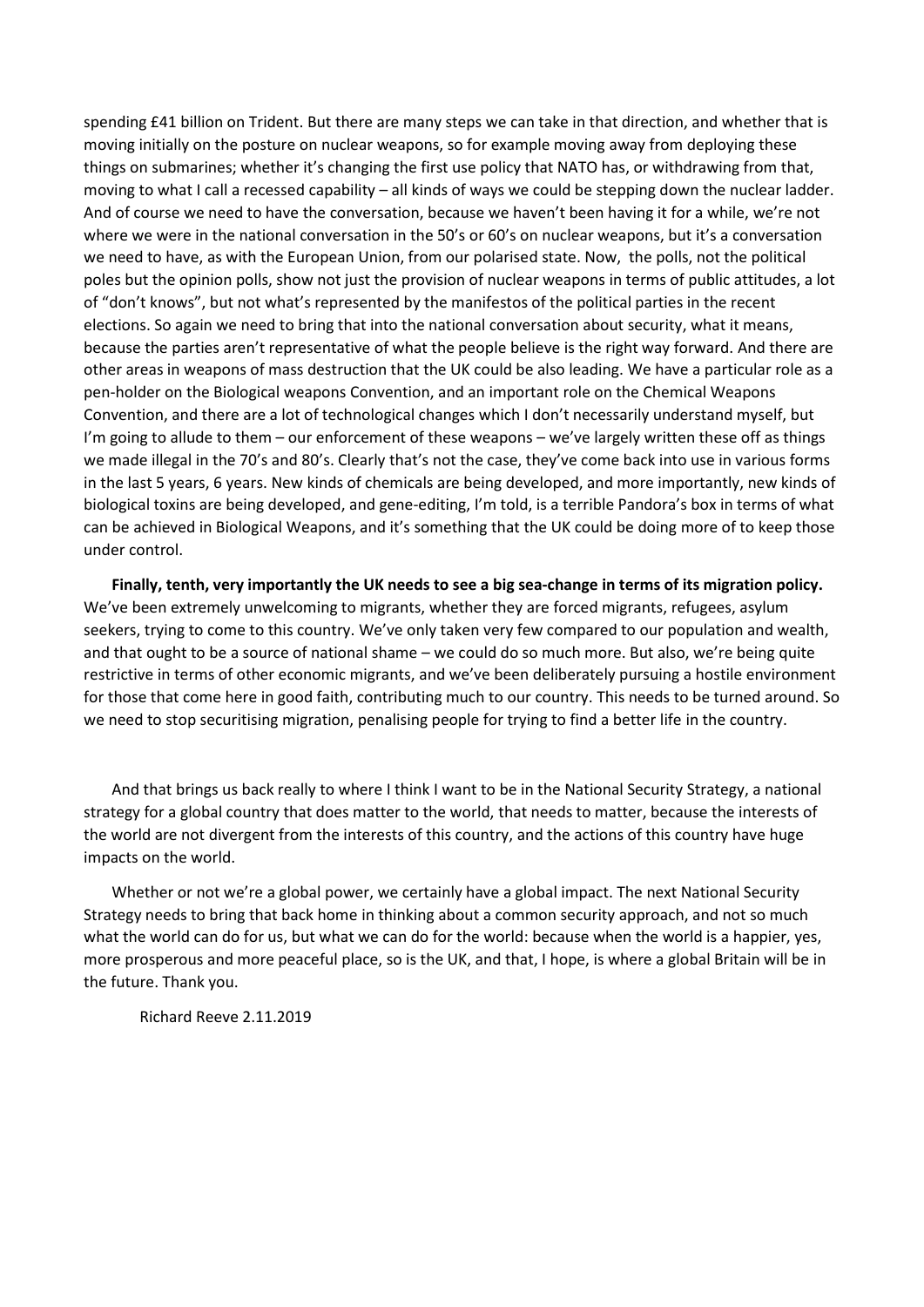spending £41 billion on Trident. But there are many steps we can take in that direction, and whether that is moving initially on the posture on nuclear weapons, so for example moving away from deploying these things on submarines; whether it's changing the first use policy that NATO has, or withdrawing from that, moving to what I call a recessed capability – all kinds of ways we could be stepping down the nuclear ladder. And of course we need to have the conversation, because we haven't been having it for a while, we're not where we were in the national conversation in the 50's or 60's on nuclear weapons, but it's a conversation we need to have, as with the European Union, from our polarised state. Now, the polls, not the political poles but the opinion polls, show not just the provision of nuclear weapons in terms of public attitudes, a lot of "don't knows", but not what's represented by the manifestos of the political parties in the recent elections. So again we need to bring that into the national conversation about security, what it means, because the parties aren't representative of what the people believe is the right way forward. And there are other areas in weapons of mass destruction that the UK could be also leading. We have a particular role as a pen-holder on the Biological weapons Convention, and an important role on the Chemical Weapons Convention, and there are a lot of technological changes which I don't necessarily understand myself, but I'm going to allude to them – our enforcement of these weapons – we've largely written these off as things we made illegal in the 70's and 80's. Clearly that's not the case, they've come back into use in various forms in the last 5 years, 6 years. New kinds of chemicals are being developed, and more importantly, new kinds of biological toxins are being developed, and gene-editing, I'm told, is a terrible Pandora's box in terms of what can be achieved in Biological Weapons, and it's something that the UK could be doing more of to keep those under control.

**Finally, tenth, very importantly the UK needs to see a big sea-change in terms of its migration policy.** We've been extremely unwelcoming to migrants, whether they are forced migrants, refugees, asylum seekers, trying to come to this country. We've only taken very few compared to our population and wealth, and that ought to be a source of national shame – we could do so much more. But also, we're being quite restrictive in terms of other economic migrants, and we've been deliberately pursuing a hostile environment for those that come here in good faith, contributing much to our country. This needs to be turned around. So we need to stop securitising migration, penalising people for trying to find a better life in the country.

And that brings us back really to where I think I want to be in the National Security Strategy, a national strategy for a global country that does matter to the world, that needs to matter, because the interests of the world are not divergent from the interests of this country, and the actions of this country have huge impacts on the world.

Whether or not we're a global power, we certainly have a global impact. The next National Security Strategy needs to bring that back home in thinking about a common security approach, and not so much what the world can do for us, but what we can do for the world: because when the world is a happier, yes, more prosperous and more peaceful place, so is the UK, and that, I hope, is where a global Britain will be in the future. Thank you.

Richard Reeve 2.11.2019